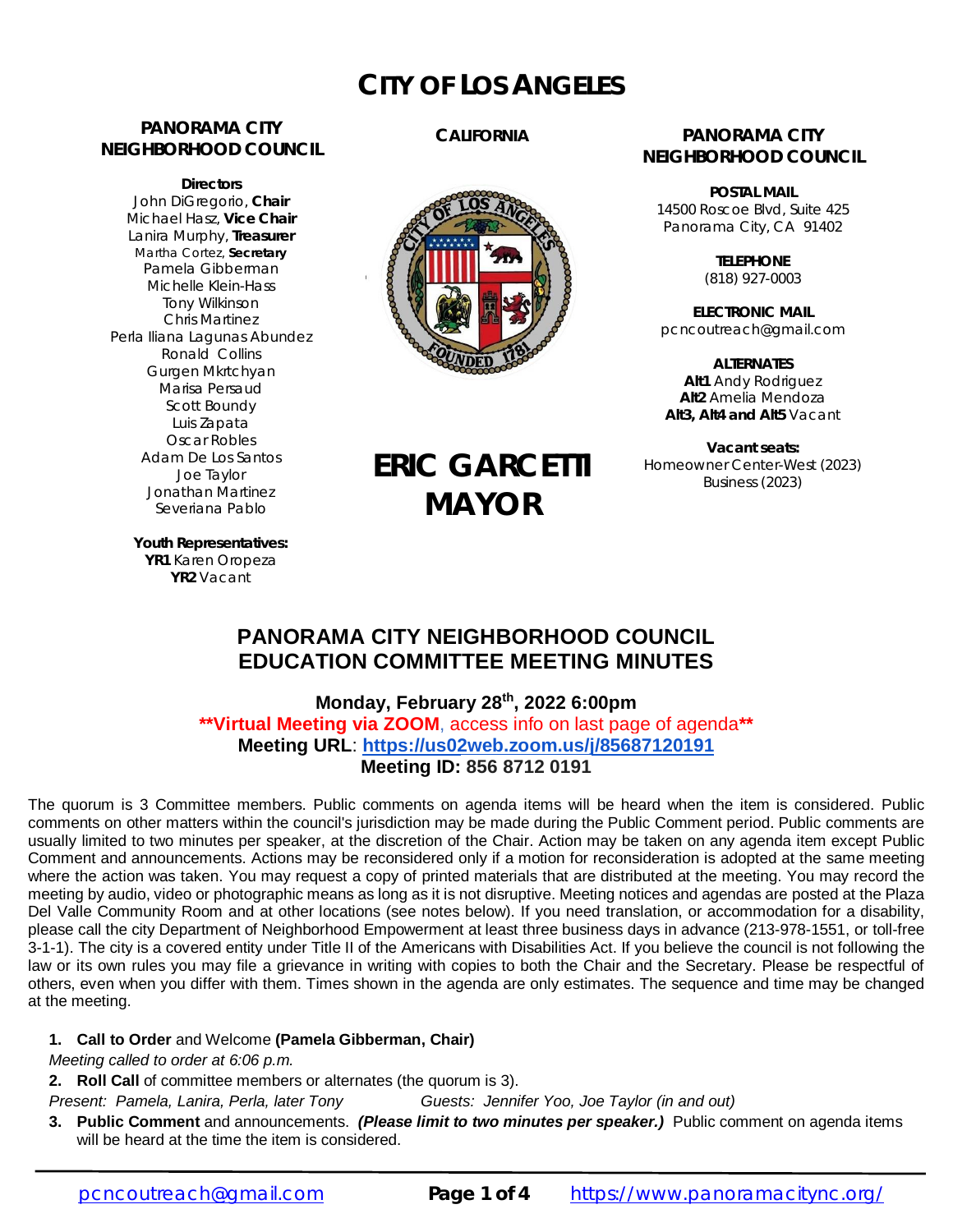# CITY OF LOS ANGELES

**PANORAMA CITY NEIGHBORHOOD COUNCIL**

**Directors**
John DiGregorio, **Chair**
Michael Hasz, **Vice Chair**
Lanira Murphy, **Treasurer**
Martha Cortez, **Secretary**
Pamela Gibberman
Michelle Klein-Hass
Tony Wilkinson
Chris Martinez
Perla Iliana Lagunas Abundez
Ronald Collins
Gurgen Mkrtchyan
Marisa Persaud
Scott Boundy
Luis Zapata
Oscar Robles
Adam De Los Santos
Joe Taylor
Jonathan Martinez
Severiana Pablo

**Youth Representatives:**
**YR1** Karen Oropeza
**YR2** Vacant

**CALIFORNIA**

**ERIC GARCETTI**
**MAYOR**

**PANORAMA CITY NEIGHBORHOOD COUNCIL**

**POSTAL MAIL**
14500 Roscoe Blvd, Suite 425
Panorama City, CA 91402

**TELEPHONE**
(818) 927-0003

**ELECTRONIC MAIL**
pcncoutreach@gmail.com

**ALTERNATES**
**Alt1** Andy Rodriguez
**Alt2** Amelia Mendoza
**Alt3, Alt4 and Alt5** Vacant

**Vacant seats:**
Homeowner Center-West (2023)
Business (2023)

## PANORAMA CITY NEIGHBORHOOD COUNCIL EDUCATION COMMITTEE MEETING MINUTES

**Monday, February 28th, 2022 6:00pm**
**\*\*Virtual Meeting via ZOOM**, access info on last page of agenda**\*\***
**Meeting URL**: **https://us02web.zoom.us/j/85687120191**
**Meeting ID: 856 8712 0191**

The quorum is 3 Committee members. Public comments on agenda items will be heard when the item is considered. Public comments on other matters within the council's jurisdiction may be made during the Public Comment period. Public comments are usually limited to two minutes per speaker, at the discretion of the Chair. Action may be taken on any agenda item except Public Comment and announcements. Actions may be reconsidered only if a motion for reconsideration is adopted at the same meeting where the action was taken. You may request a copy of printed materials that are distributed at the meeting. You may record the meeting by audio, video or photographic means as long as it is not disruptive. Meeting notices and agendas are posted at the Plaza Del Valle Community Room and at other locations (see notes below). If you need translation, or accommodation for a disability, please call the city Department of Neighborhood Empowerment at least three business days in advance (213-978-1551, or toll-free 3-1-1). The city is a covered entity under Title II of the Americans with Disabilities Act. If you believe the council is not following the law or its own rules you may file a grievance in writing with copies to both the Chair and the Secretary. Please be respectful of others, even when you differ with them. Times shown in the agenda are only estimates. The sequence and time may be changed at the meeting.

1. **Call to Order** and Welcome **(Pamela Gibberman, Chair)**
   *Meeting called to order at 6:06 p.m.*
2. **Roll Call** of committee members or alternates (the quorum is 3).
   *Present: Pamela, Lanira, Perla, later Tony* *Guests: Jennifer Yoo, Joe Taylor (in and out)*
3. **Public Comment** and announcements. ***(Please limit to two minutes per speaker.)*** Public comment on agenda items will be heard at the time the item is considered.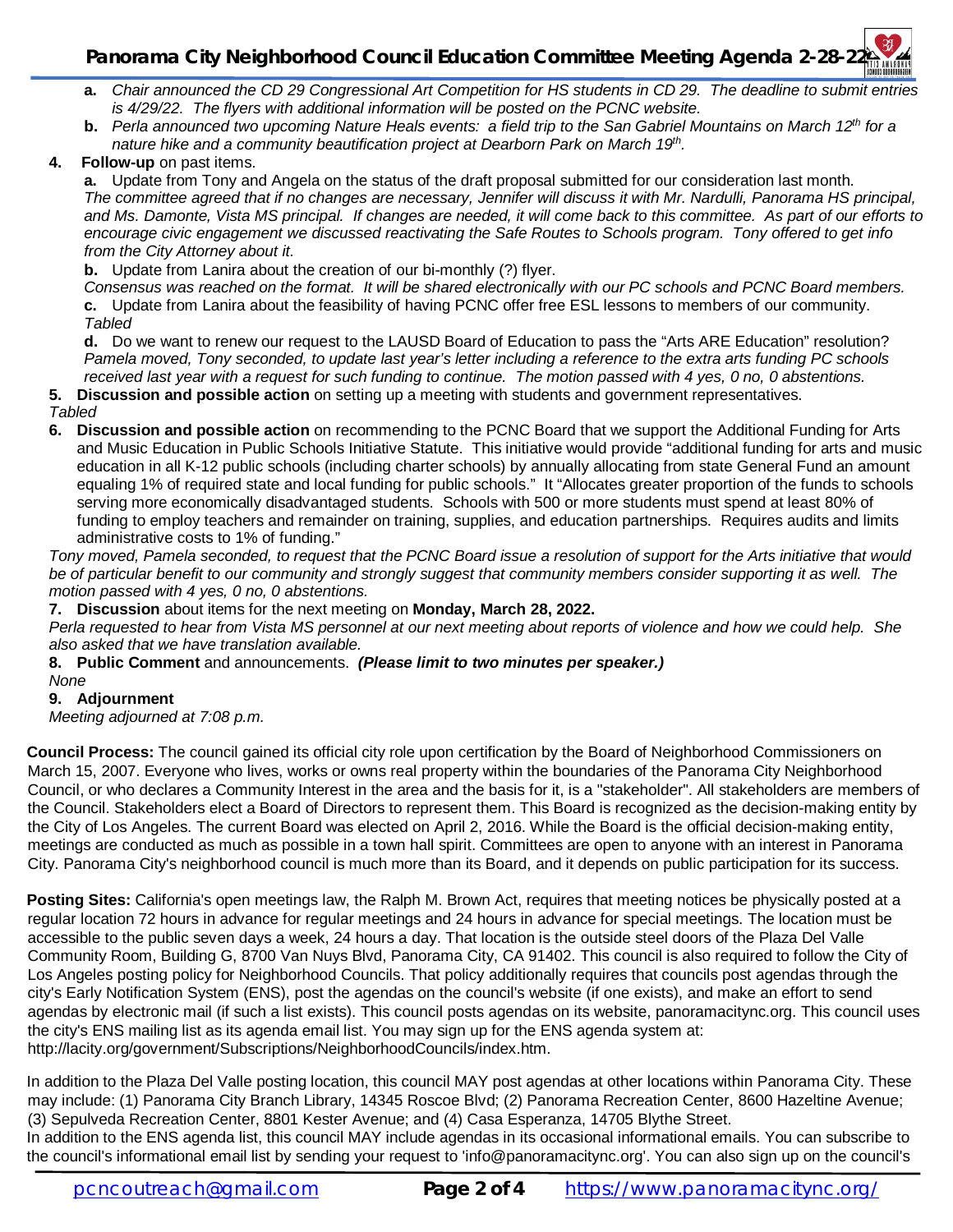- a. *Chair announced the CD 29 Congressional Art Competition for HS students in CD 29. The deadline to submit entries is 4/29/22. The flyers with additional information will be posted on the PCNC website.*
   - b. *Perla announced two upcoming Nature Heals events: a field trip to the San Gabriel Mountains on March 12th for a nature hike and a community beautification project at Dearborn Park on March 19th.*

4. **Follow-up** on past items.

   a. Update from Tony and Angela on the status of the draft proposal submitted for our consideration last month.
   *The committee agreed that if no changes are necessary, Jennifer will discuss it with Mr. Nardulli, Panorama HS principal, and Ms. Damonte, Vista MS principal. If changes are needed, it will come back to this committee. As part of our efforts to encourage civic engagement we discussed reactivating the Safe Routes to Schools program. Tony offered to get info from the City Attorney about it.*

   b. Update from Lanira about the creation of our bi-monthly (?) flyer.
   *Consensus was reached on the format. It will be shared electronically with our PC schools and PCNC Board members.*

   c. Update from Lanira about the feasibility of having PCNC offer free ESL lessons to members of our community.
   *Tabled*

   d. Do we want to renew our request to the LAUSD Board of Education to pass the "Arts ARE Education" resolution?
   *Pamela moved, Tony seconded, to update last year's letter including a reference to the extra arts funding PC schools received last year with a request for such funding to continue. The motion passed with 4 yes, 0 no, 0 abstentions.*

5. **Discussion and possible action** on setting up a meeting with students and government representatives.
*Tabled*

6. **Discussion and possible action** on recommending to the PCNC Board that we support the Additional Funding for Arts and Music Education in Public Schools Initiative Statute. This initiative would provide "additional funding for arts and music education in all K-12 public schools (including charter schools) by annually allocating from state General Fund an amount equaling 1% of required state and local funding for public schools." It "Allocates greater proportion of the funds to schools serving more economically disadvantaged students. Schools with 500 or more students must spend at least 80% of funding to employ teachers and remainder on training, supplies, and education partnerships. Requires audits and limits administrative costs to 1% of funding."

*Tony moved, Pamela seconded, to request that the PCNC Board issue a resolution of support for the Arts initiative that would be of particular benefit to our community and strongly suggest that community members consider supporting it as well. The motion passed with 4 yes, 0 no, 0 abstentions.*

7. **Discussion** about items for the next meeting on **Monday, March 28, 2022.**
*Perla requested to hear from Vista MS personnel at our next meeting about reports of violence and how we could help. She also asked that we have translation available.*

8. **Public Comment** and announcements. ***(Please limit to two minutes per speaker.)***
*None*

9. **Adjournment**
*Meeting adjourned at 7:08 p.m.*

**Council Process:** The council gained its official city role upon certification by the Board of Neighborhood Commissioners on March 15, 2007. Everyone who lives, works or owns real property within the boundaries of the Panorama City Neighborhood Council, or who declares a Community Interest in the area and the basis for it, is a "stakeholder". All stakeholders are members of the Council. Stakeholders elect a Board of Directors to represent them. This Board is recognized as the decision-making entity by the City of Los Angeles. The current Board was elected on April 2, 2016. While the Board is the official decision-making entity, meetings are conducted as much as possible in a town hall spirit. Committees are open to anyone with an interest in Panorama City. Panorama City's neighborhood council is much more than its Board, and it depends on public participation for its success.

**Posting Sites:** California's open meetings law, the Ralph M. Brown Act, requires that meeting notices be physically posted at a regular location 72 hours in advance for regular meetings and 24 hours in advance for special meetings. The location must be accessible to the public seven days a week, 24 hours a day. That location is the outside steel doors of the Plaza Del Valle Community Room, Building G, 8700 Van Nuys Blvd, Panorama City, CA 91402. This council is also required to follow the City of Los Angeles posting policy for Neighborhood Councils. That policy additionally requires that councils post agendas through the city's Early Notification System (ENS), post the agendas on the council's website (if one exists), and make an effort to send agendas by electronic mail (if such a list exists). This council posts agendas on its website, panoramacitync.org. This council uses the city's ENS mailing list as its agenda email list. You may sign up for the ENS agenda system at: http://lacity.org/government/Subscriptions/NeighborhoodCouncils/index.htm.

In addition to the Plaza Del Valle posting location, this council MAY post agendas at other locations within Panorama City. These may include: (1) Panorama City Branch Library, 14345 Roscoe Blvd; (2) Panorama Recreation Center, 8600 Hazeltine Avenue; (3) Sepulveda Recreation Center, 8801 Kester Avenue; and (4) Casa Esperanza, 14705 Blythe Street.
In addition to the ENS agenda list, this council MAY include agendas in its occasional informational emails. You can subscribe to the council's informational email list by sending your request to 'info@panoramacitync.org'. You can also sign up on the council's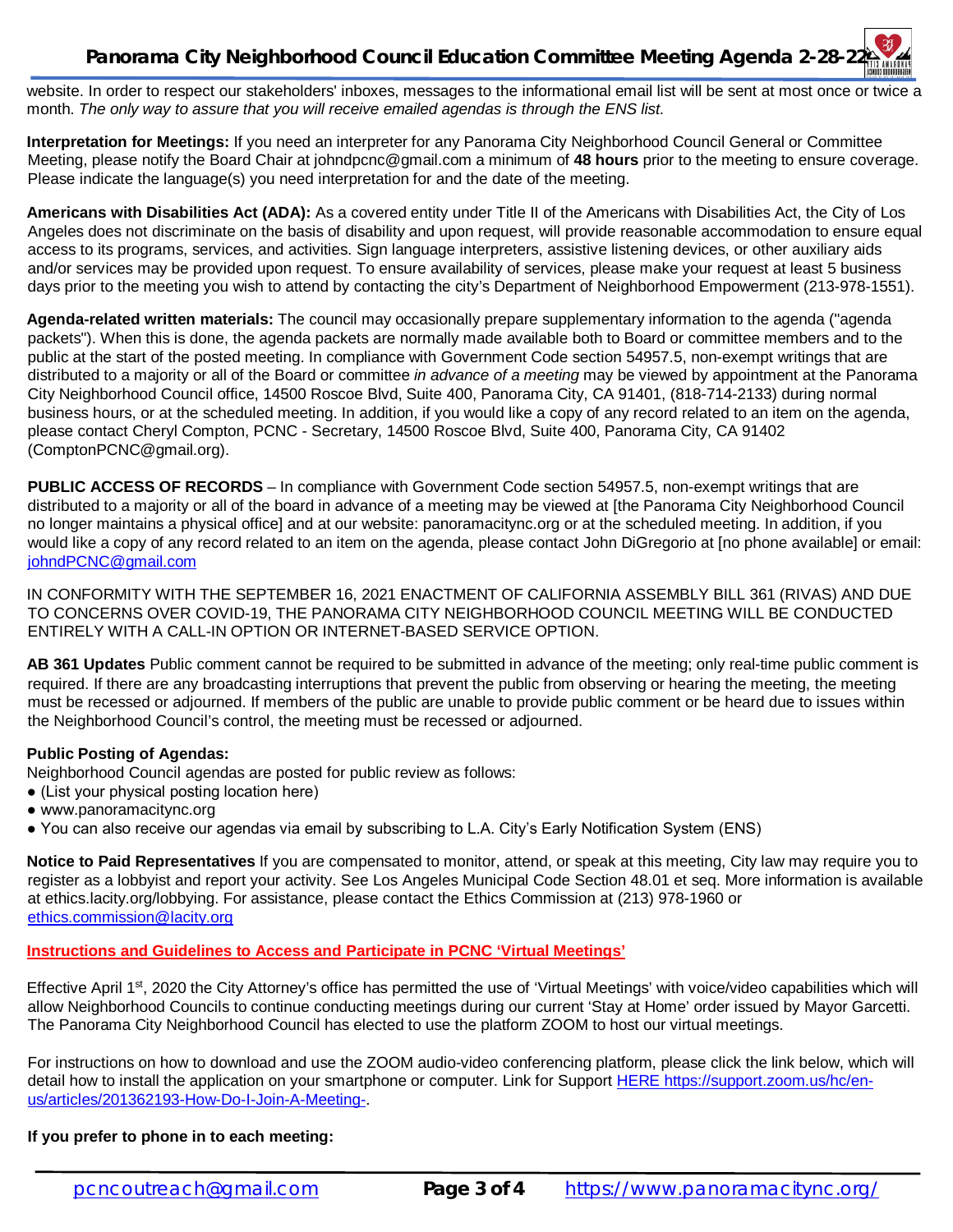website. In order to respect our stakeholders' inboxes, messages to the informational email list will be sent at most once or twice a month. *The only way to assure that you will receive emailed agendas is through the ENS list.*

**Interpretation for Meetings:** If you need an interpreter for any Panorama City Neighborhood Council General or Committee Meeting, please notify the Board Chair at johndpcnc@gmail.com a minimum of **48 hours** prior to the meeting to ensure coverage. Please indicate the language(s) you need interpretation for and the date of the meeting.

**Americans with Disabilities Act (ADA):** As a covered entity under Title II of the Americans with Disabilities Act, the City of Los Angeles does not discriminate on the basis of disability and upon request, will provide reasonable accommodation to ensure equal access to its programs, services, and activities. Sign language interpreters, assistive listening devices, or other auxiliary aids and/or services may be provided upon request. To ensure availability of services, please make your request at least 5 business days prior to the meeting you wish to attend by contacting the city's Department of Neighborhood Empowerment (213-978-1551).

**Agenda-related written materials:** The council may occasionally prepare supplementary information to the agenda ("agenda packets"). When this is done, the agenda packets are normally made available both to Board or committee members and to the public at the start of the posted meeting. In compliance with Government Code section 54957.5, non-exempt writings that are distributed to a majority or all of the Board or committee *in advance of a meeting* may be viewed by appointment at the Panorama City Neighborhood Council office, 14500 Roscoe Blvd, Suite 400, Panorama City, CA 91401, (818-714-2133) during normal business hours, or at the scheduled meeting. In addition, if you would like a copy of any record related to an item on the agenda, please contact Cheryl Compton, PCNC - Secretary, 14500 Roscoe Blvd, Suite 400, Panorama City, CA 91402 (ComptonPCNC@gmail.org).

**PUBLIC ACCESS OF RECORDS** – In compliance with Government Code section 54957.5, non-exempt writings that are distributed to a majority or all of the board in advance of a meeting may be viewed at [the Panorama City Neighborhood Council no longer maintains a physical office] and at our website: panoramacitync.org or at the scheduled meeting. In addition, if you would like a copy of any record related to an item on the agenda, please contact John DiGregorio at [no phone available] or email: johndPCNC@gmail.com

IN CONFORMITY WITH THE SEPTEMBER 16, 2021 ENACTMENT OF CALIFORNIA ASSEMBLY BILL 361 (RIVAS) AND DUE TO CONCERNS OVER COVID-19, THE PANORAMA CITY NEIGHBORHOOD COUNCIL MEETING WILL BE CONDUCTED ENTIRELY WITH A CALL-IN OPTION OR INTERNET-BASED SERVICE OPTION.

**AB 361 Updates** Public comment cannot be required to be submitted in advance of the meeting; only real-time public comment is required. If there are any broadcasting interruptions that prevent the public from observing or hearing the meeting, the meeting must be recessed or adjourned. If members of the public are unable to provide public comment or be heard due to issues within the Neighborhood Council's control, the meeting must be recessed or adjourned.

**Public Posting of Agendas:**

Neighborhood Council agendas are posted for public review as follows:

- (List your physical posting location here)
- www.panoramacitync.org
- You can also receive our agendas via email by subscribing to L.A. City's Early Notification System (ENS)

**Notice to Paid Representatives** If you are compensated to monitor, attend, or speak at this meeting, City law may require you to register as a lobbyist and report your activity. See Los Angeles Municipal Code Section 48.01 et seq. More information is available at ethics.lacity.org/lobbying. For assistance, please contact the Ethics Commission at (213) 978-1960 or ethics.commission@lacity.org

**Instructions and Guidelines to Access and Participate in PCNC 'Virtual Meetings'**

Effective April 1st, 2020 the City Attorney's office has permitted the use of 'Virtual Meetings' with voice/video capabilities which will allow Neighborhood Councils to continue conducting meetings during our current 'Stay at Home' order issued by Mayor Garcetti. The Panorama City Neighborhood Council has elected to use the platform ZOOM to host our virtual meetings.

For instructions on how to download and use the ZOOM audio-video conferencing platform, please click the link below, which will detail how to install the application on your smartphone or computer. Link for Support HERE https://support.zoom.us/hc/en-us/articles/201362193-How-Do-I-Join-A-Meeting-.

**If you prefer to phone in to each meeting:**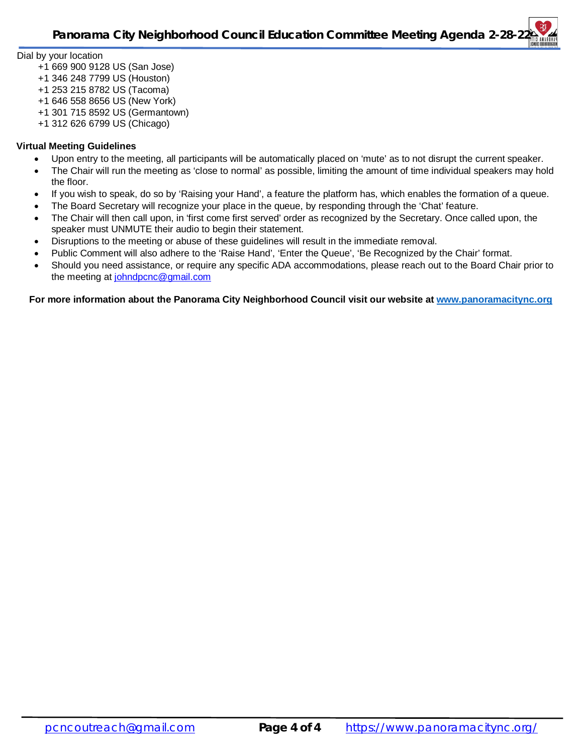Dial by your location

- +1 669 900 9128 US (San Jose)
- +1 346 248 7799 US (Houston)
- +1 253 215 8782 US (Tacoma)
- +1 646 558 8656 US (New York)
- +1 301 715 8592 US (Germantown)
- +1 312 626 6799 US (Chicago)

**Virtual Meeting Guidelines**

- Upon entry to the meeting, all participants will be automatically placed on 'mute' as to not disrupt the current speaker.
- The Chair will run the meeting as 'close to normal' as possible, limiting the amount of time individual speakers may hold the floor.
- If you wish to speak, do so by 'Raising your Hand', a feature the platform has, which enables the formation of a queue.
- The Board Secretary will recognize your place in the queue, by responding through the 'Chat' feature.
- The Chair will then call upon, in 'first come first served' order as recognized by the Secretary. Once called upon, the speaker must UNMUTE their audio to begin their statement.
- Disruptions to the meeting or abuse of these guidelines will result in the immediate removal.
- Public Comment will also adhere to the 'Raise Hand', 'Enter the Queue', 'Be Recognized by the Chair' format.
- Should you need assistance, or require any specific ADA accommodations, please reach out to the Board Chair prior to the meeting at johndpcnc@gmail.com

**For more information about the Panorama City Neighborhood Council visit our website at www.panoramacitync.org**